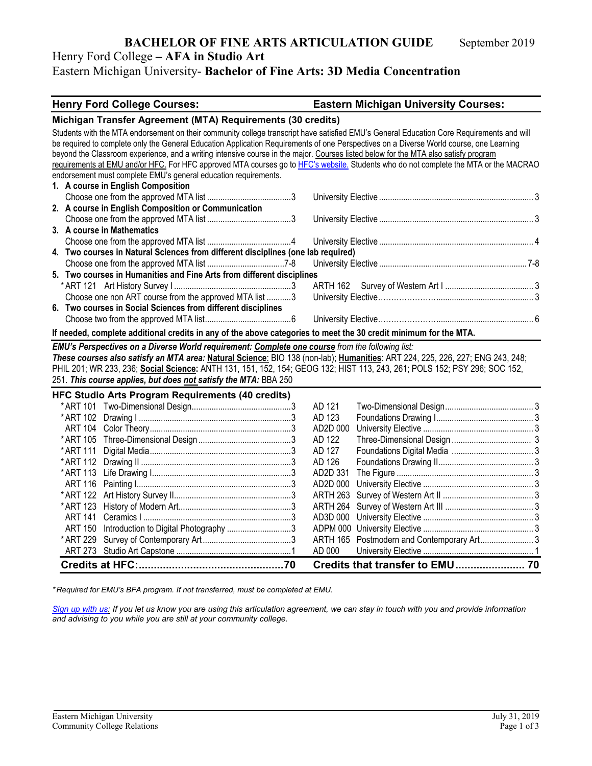# BACHELOR OF FINE ARTS ARTICULATION GUIDE September 2019

## Henry Ford College – AFA in Studio Art

## Eastern Michigan University- Bachelor of Fine Arts: 3D Media Concentration

| Henry Ford College Courses: | | Eastern Michigan University Courses: | | |
|---|---|---|---|---|
| **Michigan Transfer Agreement (MTA) Requirements (30 credits)** | | | | |

Students with the MTA endorsement on their community college transcript have satisfied EMU's General Education Core Requirements and will be required to complete only the General Education Application Requirements of one Perspectives on a Diverse World course, one Learning beyond the Classroom experience, and a writing intensive course in the major. Courses listed below for the MTA also satisfy program requirements at EMU and/or HFC. For HFC approved MTA courses go to HFC's website. Students who do not complete the MTA or the MACRAO endorsement must complete EMU's general education requirements.

| Henry Ford College Courses | Credits | Eastern Michigan University Courses | Credits |
|---|---|---|---|
| **1. A course in English Composition** | | | |
| Choose one from the approved MTA list | 3 | University Elective | 3 |
| **2. A course in English Composition or Communication** | | | |
| Choose one from the approved MTA list | 3 | University Elective | 3 |
| **3. A course in Mathematics** | | | |
| Choose one from the approved MTA list | 4 | University Elective | 4 |
| **4. Two courses in Natural Sciences from different disciplines (one lab required)** | | | |
| Choose one from the approved MTA list | 7-8 | University Elective | 7-8 |
| **5. Two courses in Humanities and Fine Arts from different disciplines** | | | |
| *ART 121 Art History Survey I | 3 | ARTH 162 Survey of Western Art I | 3 |
| Choose one non ART course from the approved MTA list | 3 | University Elective | 3 |
| **6. Two courses in Social Sciences from different disciplines** | | | |
| Choose two from the approved MTA list | 6 | University Elective | 6 |

**If needed, complete additional credits in any of the above categories to meet the 30 credit minimum for the MTA.**

***EMU's Perspectives on a Diverse World requirement: Complete one course** from the following list:*
***These courses also satisfy an MTA area:* Natural Science**: BIO 138 (non-lab); **Humanities**: ART 224, 225, 226, 227; ENG 243, 248; PHIL 201; WR 233, 236; **Social Science:** ANTH 131, 151, 152, 154; GEOG 132; HIST 113, 243, 261; POLS 152; PSY 296; SOC 152, 251. ***This course applies, but does not satisfy the MTA:*** BBA 250

**HFC Studio Arts Program Requirements (40 credits)**

| HFC Course | Title | Credits | EMU Course | Title | Credits |
|---|---|---|---|---|---|
| *ART 101 | Two-Dimensional Design | 3 | AD 121 | Two-Dimensional Design | 3 |
| *ART 102 | Drawing I | 3 | AD 123 | Foundations Drawing I | 3 |
| ART 104 | Color Theory | 3 | AD2D 000 | University Elective | 3 |
| *ART 105 | Three-Dimensional Design | 3 | AD 122 | Three-Dimensional Design | 3 |
| *ART 111 | Digital Media | 3 | AD 127 | Foundations Digital Media | 3 |
| *ART 112 | Drawing II | 3 | AD 126 | Foundations Drawing II | 3 |
| *ART 113 | Life Drawing I | 3 | AD2D 331 | The Figure | 3 |
| ART 116 | Painting I | 3 | AD2D 000 | University Elective | 3 |
| *ART 122 | Art History Survey II | 3 | ARTH 263 | Survey of Western Art II | 3 |
| *ART 123 | History of Modern Art | 3 | ARTH 264 | Survey of Western Art III | 3 |
| ART 141 | Ceramics I | 3 | AD3D 000 | University Elective | 3 |
| ART 150 | Introduction to Digital Photography | 3 | ADPM 000 | University Elective | 3 |
| *ART 229 | Survey of Contemporary Art | 3 | ARTH 165 | Postmodern and Contemporary Art | 3 |
| ART 273 | Studio Art Capstone | 1 | AD 000 | University Elective | 1 |
| **Credits at HFC:** | | **70** | **Credits that transfer to EMU** | | **70** |

*\*Required for EMU's BFA program. If not transferred, must be completed at EMU.*

*Sign up with us: If you let us know you are using this articulation agreement, we can stay in touch with you and provide information and advising to you while you are still at your community college.*

Eastern Michigan University
Community College Relations

July 31, 2019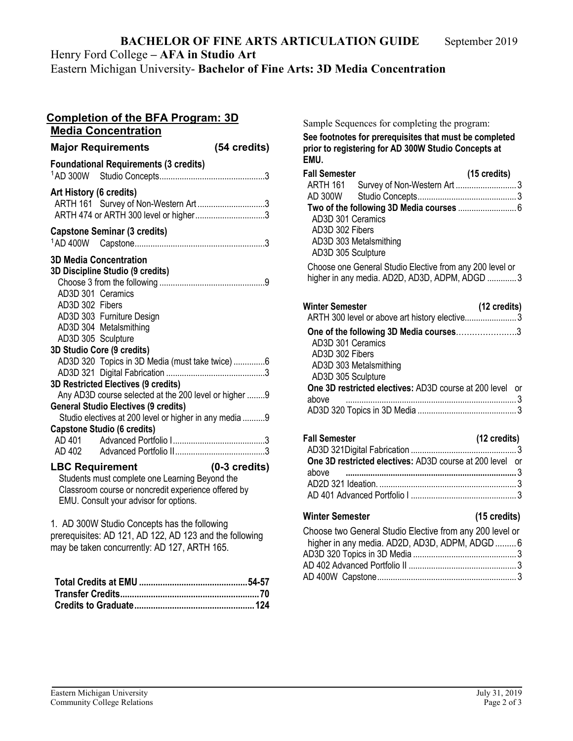**BACHELOR OF FINE ARTS ARTICULATION GUIDE** September 2019

Henry Ford College **– AFA in Studio Art**

Eastern Michigan University- **Bachelor of Fine Arts: 3D Media Concentration**

## Completion of the BFA Program: 3D Media Concentration

### Major Requirements (54 credits)

**Foundational Requirements (3 credits)**

[1]AD 300W Studio Concepts ... 3

**Art History (6 credits)**

ARTH 161 Survey of Non-Western Art ... 3

ARTH 474 or ARTH 300 level or higher ... 3

**Capstone Seminar (3 credits)**

[1]AD 400W Capstone ... 3

**3D Media Concentration**

**3D Discipline Studio (9 credits)**

Choose 3 from the following ... 9

- AD3D 301 Ceramics
- AD3D 302 Fibers
- AD3D 303 Furniture Design
- AD3D 304 Metalsmithing
- AD3D 305 Sculpture

**3D Studio Core (9 credits)**

AD3D 320 Topics in 3D Media (must take twice) ... 6

AD3D 321 Digital Fabrication ... 3

**3D Restricted Electives (9 credits)**

Any AD3D course selected at the 200 level or higher ... 9

**General Studio Electives (9 credits)**

Studio electives at 200 level or higher in any media ... 9

**Capstone Studio (6 credits)**

AD 401 Advanced Portfolio I ... 3

AD 402 Advanced Portfolio II ... 3

### LBC Requirement (0-3 credits)

Students must complete one Learning Beyond the Classroom course or noncredit experience offered by EMU. Consult your advisor for options.

1. AD 300W Studio Concepts has the following prerequisites: AD 121, AD 122, AD 123 and the following may be taken concurrently: AD 127, ARTH 165.

**Total Credits at EMU ... 54-57**
**Transfer Credits ... 70**
**Credits to Graduate ... 124**

Sample Sequences for completing the program:

**See footnotes for prerequisites that must be completed prior to registering for AD 300W Studio Concepts at EMU.**

**Fall Semester (15 credits)**

ARTH 161 Survey of Non-Western Art ... 3

AD 300W Studio Concepts ... 3

**Two of the following 3D Media courses** ... 6

- AD3D 301 Ceramics
- AD3D 302 Fibers
- AD3D 303 Metalsmithing
- AD3D 305 Sculpture

Choose one General Studio Elective from any 200 level or higher in any media. AD2D, AD3D, ADPM, ADGD ... 3

**Winter Semester (12 credits)**

ARTH 300 level or above art history elective ... 3

**One of the following 3D Media courses** ... 3

- AD3D 301 Ceramics
- AD3D 302 Fibers
- AD3D 303 Metalsmithing
- AD3D 305 Sculpture

**One 3D restricted electives:** AD3D course at 200 level or above ... 3

AD3D 320 Topics in 3D Media ... 3

**Fall Semester (12 credits)**

AD3D 321Digital Fabrication ... 3

**One 3D restricted electives:** AD3D course at 200 level or above ... 3

AD2D 321 Ideation. ... 3

AD 401 Advanced Portfolio I ... 3

**Winter Semester (15 credits)**

Choose two General Studio Elective from any 200 level or higher in any media. AD2D, AD3D, ADPM, ADGD ... 6

AD3D 320 Topics in 3D Media ... 3

AD 402 Advanced Portfolio II ... 3

AD 400W Capstone ... 3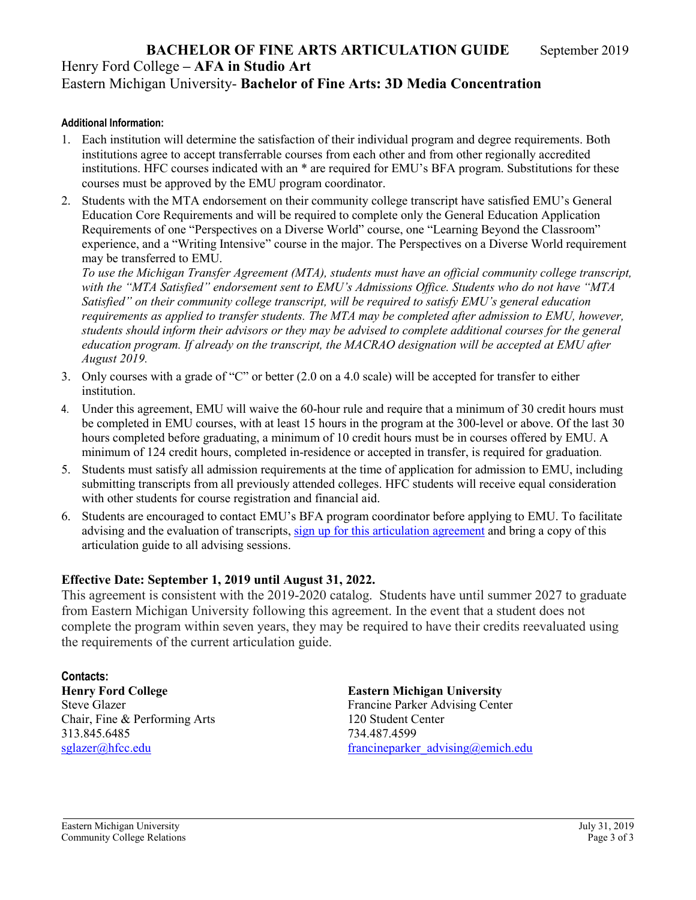# BACHELOR OF FINE ARTS ARTICULATION GUIDE

September 2019

Henry Ford College – **AFA in Studio Art**

Eastern Michigan University- **Bachelor of Fine Arts: 3D Media Concentration**

**Additional Information:**

1. Each institution will determine the satisfaction of their individual program and degree requirements. Both institutions agree to accept transferrable courses from each other and from other regionally accredited institutions. HFC courses indicated with an * are required for EMU's BFA program. Substitutions for these courses must be approved by the EMU program coordinator.
2. Students with the MTA endorsement on their community college transcript have satisfied EMU's General Education Core Requirements and will be required to complete only the General Education Application Requirements of one "Perspectives on a Diverse World" course, one "Learning Beyond the Classroom" experience, and a "Writing Intensive" course in the major. The Perspectives on a Diverse World requirement may be transferred to EMU.
   *To use the Michigan Transfer Agreement (MTA), students must have an official community college transcript, with the "MTA Satisfied" endorsement sent to EMU's Admissions Office. Students who do not have "MTA Satisfied" on their community college transcript, will be required to satisfy EMU's general education requirements as applied to transfer students. The MTA may be completed after admission to EMU, however, students should inform their advisors or they may be advised to complete additional courses for the general education program. If already on the transcript, the MACRAO designation will be accepted at EMU after August 2019.*
3. Only courses with a grade of "C" or better (2.0 on a 4.0 scale) will be accepted for transfer to either institution.
4. Under this agreement, EMU will waive the 60-hour rule and require that a minimum of 30 credit hours must be completed in EMU courses, with at least 15 hours in the program at the 300-level or above. Of the last 30 hours completed before graduating, a minimum of 10 credit hours must be in courses offered by EMU. A minimum of 124 credit hours, completed in-residence or accepted in transfer, is required for graduation.
5. Students must satisfy all admission requirements at the time of application for admission to EMU, including submitting transcripts from all previously attended colleges. HFC students will receive equal consideration with other students for course registration and financial aid.
6. Students are encouraged to contact EMU's BFA program coordinator before applying to EMU. To facilitate advising and the evaluation of transcripts, sign up for this articulation agreement and bring a copy of this articulation guide to all advising sessions.

**Effective Date: September 1, 2019 until August 31, 2022.**

This agreement is consistent with the 2019-2020 catalog. Students have until summer 2027 to graduate from Eastern Michigan University following this agreement. In the event that a student does not complete the program within seven years, they may be required to have their credits reevaluated using the requirements of the current articulation guide.

**Contacts:**

**Henry Ford College**
Steve Glazer
Chair, Fine & Performing Arts
313.845.6485
sglazer@hfcc.edu

**Eastern Michigan University**
Francine Parker Advising Center
120 Student Center
734.487.4599
francineparker_advising@emich.edu